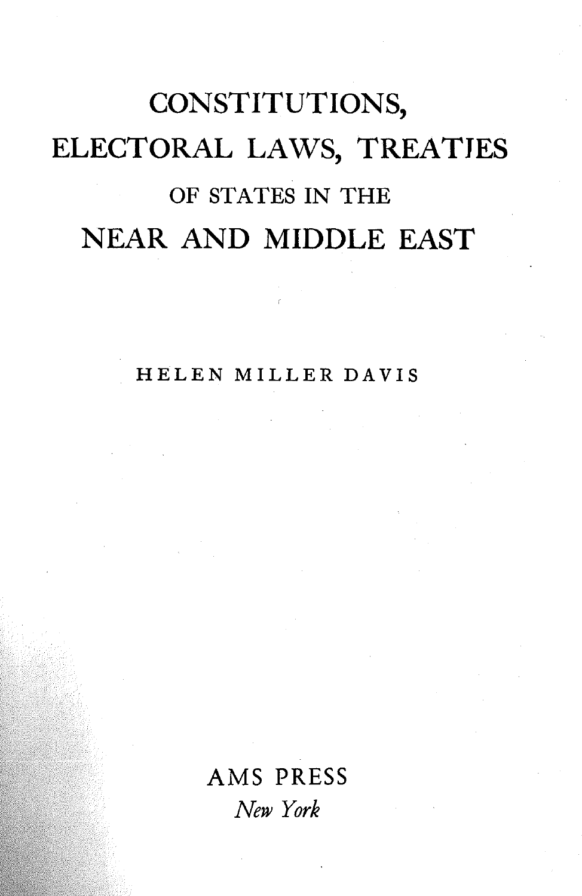# CONSTITUTIONS, ELECTORAL LAWS, TREATIES

## OF STATES IN THE

# NEAR AND MIDDLE EAST

HELEN MILLER DAVIS

AMS PRESS

*New York*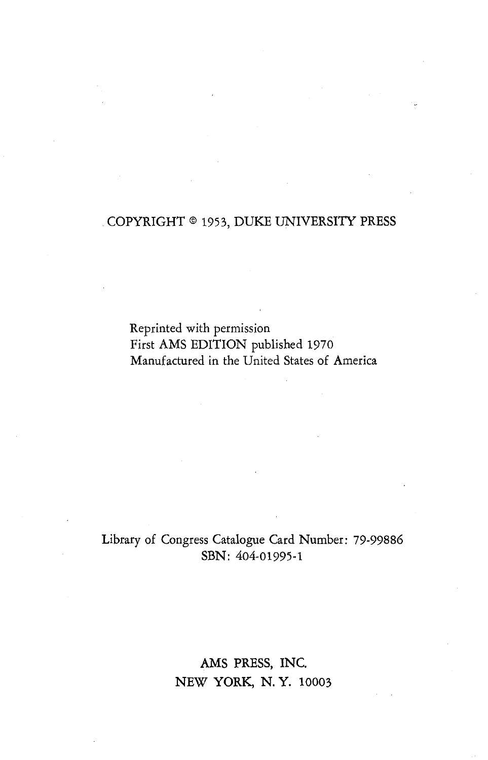COPYRIGHT © 1953, DUKE UNIVERSITY PRESS

Reprinted with permission
First AMS EDITION published 1970
Manufactured in the United States of America

Library of Congress Catalogue Card Number: 79-99886
SBN: 404-01995-1

AMS PRESS, INC.
NEW YORK, N. Y. 10003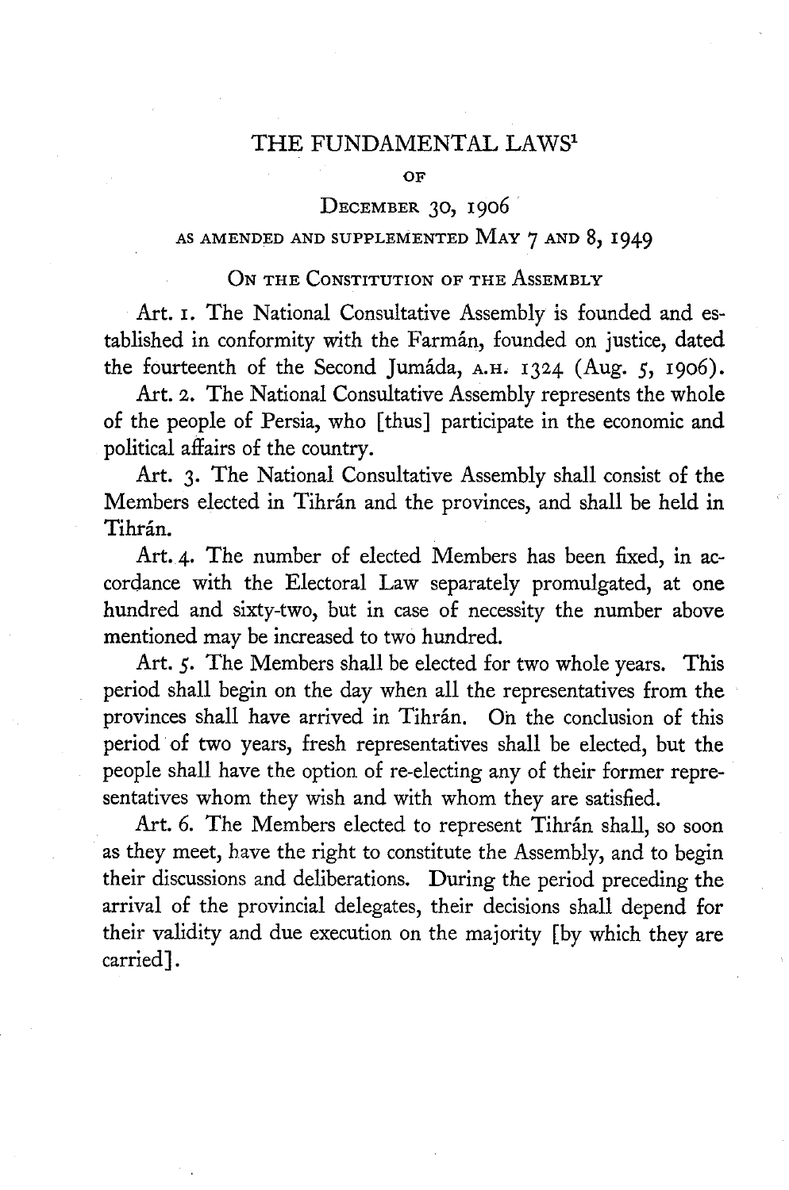# THE FUNDAMENTAL LAWS[1]

OF

## DECEMBER 30, 1906

### AS AMENDED AND SUPPLEMENTED MAY 7 AND 8, 1949

### ON THE CONSTITUTION OF THE ASSEMBLY

Art. 1. The National Consultative Assembly is founded and established in conformity with the Farmân, founded on justice, dated the fourteenth of the Second Jumâda, A.H. 1324 (Aug. 5, 1906).

Art. 2. The National Consultative Assembly represents the whole of the people of Persia, who [thus] participate in the economic and political affairs of the country.

Art. 3. The National Consultative Assembly shall consist of the Members elected in Tihrân and the provinces, and shall be held in Tihrân.

Art. 4. The number of elected Members has been fixed, in accordance with the Electoral Law separately promulgated, at one hundred and sixty-two, but in case of necessity the number above mentioned may be increased to two hundred.

Art. 5. The Members shall be elected for two whole years. This period shall begin on the day when all the representatives from the provinces shall have arrived in Tihrân. On the conclusion of this period of two years, fresh representatives shall be elected, but the people shall have the option of re-electing any of their former representatives whom they wish and with whom they are satisfied.

Art. 6. The Members elected to represent Tihrân shall, so soon as they meet, have the right to constitute the Assembly, and to begin their discussions and deliberations. During the period preceding the arrival of the provincial delegates, their decisions shall depend for their validity and due execution on the majority [by which they are carried].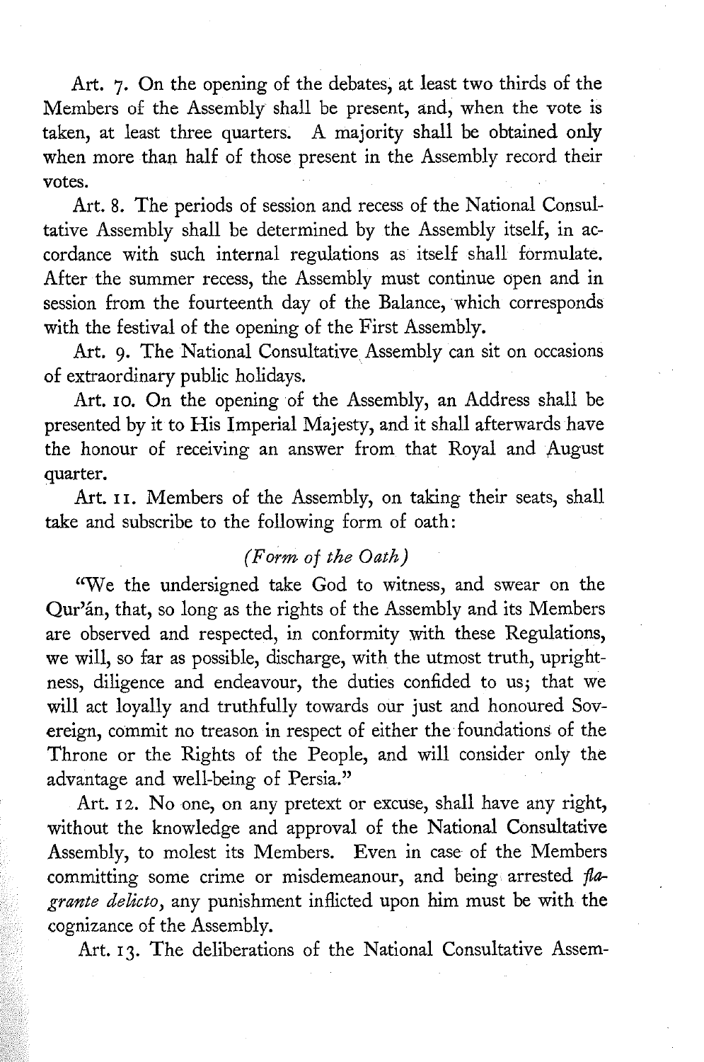Art. 7. On the opening of the debates, at least two thirds of the Members of the Assembly shall be present, and, when the vote is taken, at least three quarters. A majority shall be obtained only when more than half of those present in the Assembly record their votes.

Art. 8. The periods of session and recess of the National Consultative Assembly shall be determined by the Assembly itself, in accordance with such internal regulations as itself shall formulate. After the summer recess, the Assembly must continue open and in session from the fourteenth day of the Balance, which corresponds with the festival of the opening of the First Assembly.

Art. 9. The National Consultative Assembly can sit on occasions of extraordinary public holidays.

Art. 10. On the opening of the Assembly, an Address shall be presented by it to His Imperial Majesty, and it shall afterwards have the honour of receiving an answer from that Royal and August quarter.

Art. 11. Members of the Assembly, on taking their seats, shall take and subscribe to the following form of oath:

*(Form of the Oath)*

"We the undersigned take God to witness, and swear on the Qur'án, that, so long as the rights of the Assembly and its Members are observed and respected, in conformity with these Regulations, we will, so far as possible, discharge, with the utmost truth, uprightness, diligence and endeavour, the duties confided to us; that we will act loyally and truthfully towards our just and honoured Sovereign, commit no treason in respect of either the foundations of the Throne or the Rights of the People, and will consider only the advantage and well-being of Persia."

Art. 12. No one, on any pretext or excuse, shall have any right, without the knowledge and approval of the National Consultative Assembly, to molest its Members. Even in case of the Members committing some crime or misdemeanour, and being arrested *flagrante delicto*, any punishment inflicted upon him must be with the cognizance of the Assembly.

Art. 13. The deliberations of the National Consultative Assem-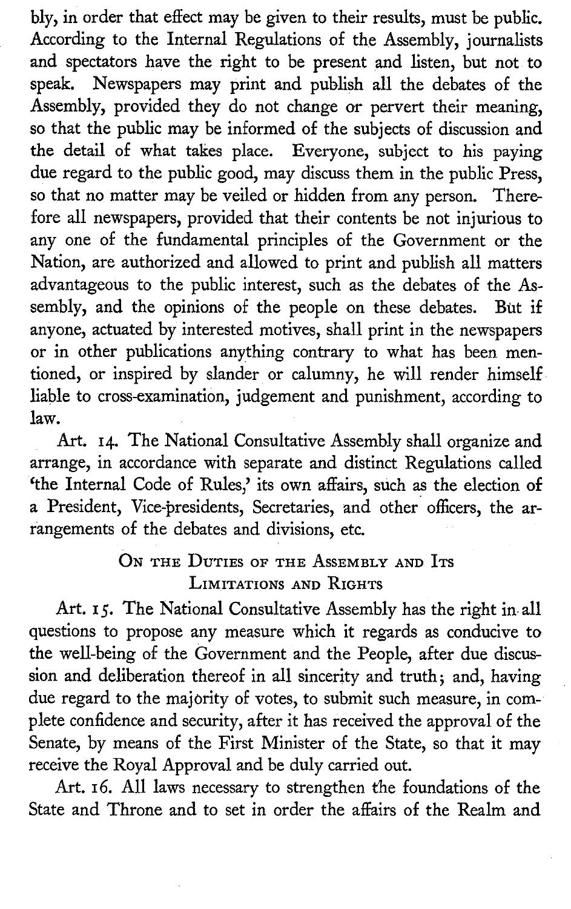bly, in order that effect may be given to their results, must be public. According to the Internal Regulations of the Assembly, journalists and spectators have the right to be present and listen, but not to speak. Newspapers may print and publish all the debates of the Assembly, provided they do not change or pervert their meaning, so that the public may be informed of the subjects of discussion and the detail of what takes place. Everyone, subject to his paying due regard to the public good, may discuss them in the public Press, so that no matter may be veiled or hidden from any person. Therefore all newspapers, provided that their contents be not injurious to any one of the fundamental principles of the Government or the Nation, are authorized and allowed to print and publish all matters advantageous to the public interest, such as the debates of the Assembly, and the opinions of the people on these debates. But if anyone, actuated by interested motives, shall print in the newspapers or in other publications anything contrary to what has been mentioned, or inspired by slander or calumny, he will render himself liable to cross-examination, judgement and punishment, according to law.

Art. 14. The National Consultative Assembly shall organize and arrange, in accordance with separate and distinct Regulations called 'the Internal Code of Rules,' its own affairs, such as the election of a President, Vice-presidents, Secretaries, and other officers, the arrangements of the debates and divisions, etc.

### On the Duties of the Assembly and Its Limitations and Rights

Art. 15. The National Consultative Assembly has the right in all questions to propose any measure which it regards as conducive to the well-being of the Government and the People, after due discussion and deliberation thereof in all sincerity and truth; and, having due regard to the majority of votes, to submit such measure, in complete confidence and security, after it has received the approval of the Senate, by means of the First Minister of the State, so that it may receive the Royal Approval and be duly carried out.

Art. 16. All laws necessary to strengthen the foundations of the State and Throne and to set in order the affairs of the Realm and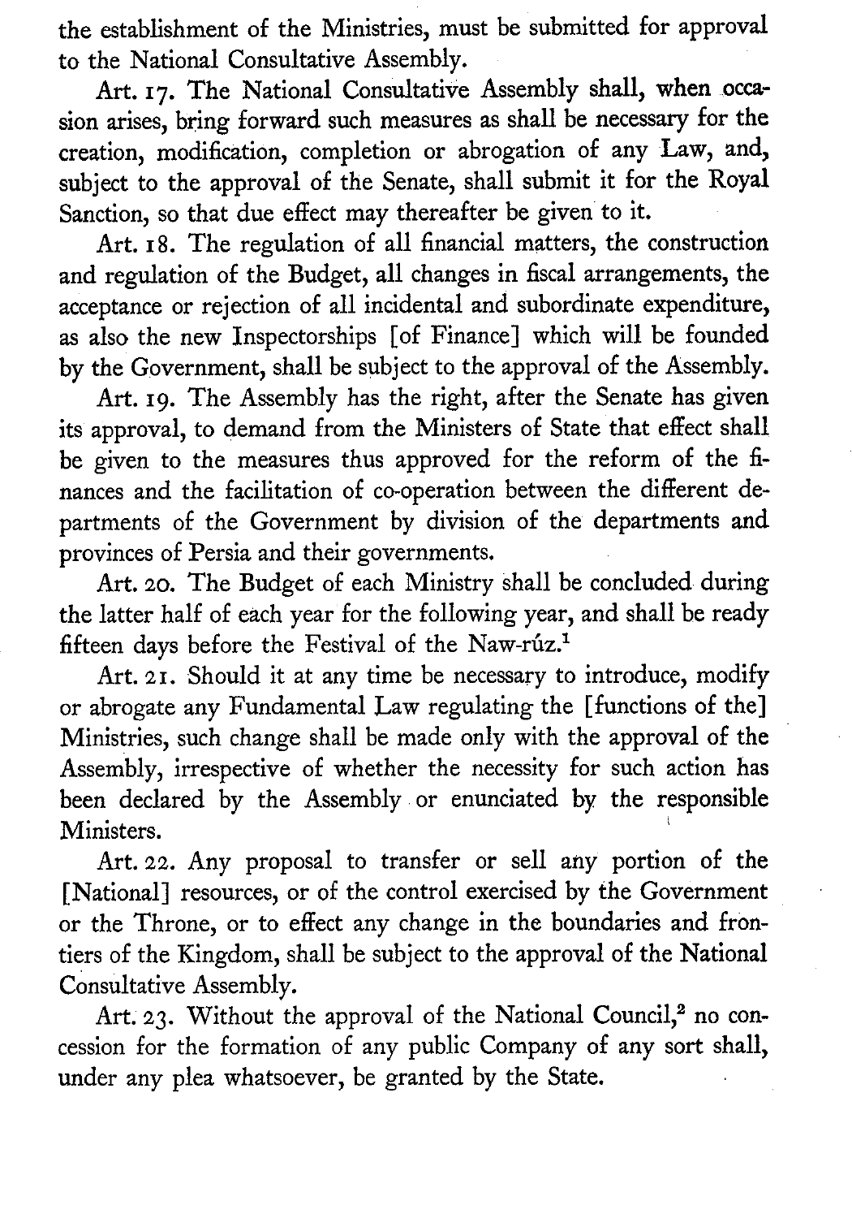the establishment of the Ministries, must be submitted for approval to the National Consultative Assembly.

Art. 17. The National Consultative Assembly shall, when occasion arises, bring forward such measures as shall be necessary for the creation, modification, completion or abrogation of any Law, and, subject to the approval of the Senate, shall submit it for the Royal Sanction, so that due effect may thereafter be given to it.

Art. 18. The regulation of all financial matters, the construction and regulation of the Budget, all changes in fiscal arrangements, the acceptance or rejection of all incidental and subordinate expenditure, as also the new Inspectorships [of Finance] which will be founded by the Government, shall be subject to the approval of the Assembly.

Art. 19. The Assembly has the right, after the Senate has given its approval, to demand from the Ministers of State that effect shall be given to the measures thus approved for the reform of the finances and the facilitation of co-operation between the different departments of the Government by division of the departments and provinces of Persia and their governments.

Art. 20. The Budget of each Ministry shall be concluded during the latter half of each year for the following year, and shall be ready fifteen days before the Festival of the Naw-rúz.[1]

Art. 21. Should it at any time be necessary to introduce, modify or abrogate any Fundamental Law regulating the [functions of the] Ministries, such change shall be made only with the approval of the Assembly, irrespective of whether the necessity for such action has been declared by the Assembly or enunciated by the responsible Ministers.

Art. 22. Any proposal to transfer or sell any portion of the [National] resources, or of the control exercised by the Government or the Throne, or to effect any change in the boundaries and frontiers of the Kingdom, shall be subject to the approval of the National Consultative Assembly.

Art. 23. Without the approval of the National Council,[2] no concession for the formation of any public Company of any sort shall, under any plea whatsoever, be granted by the State.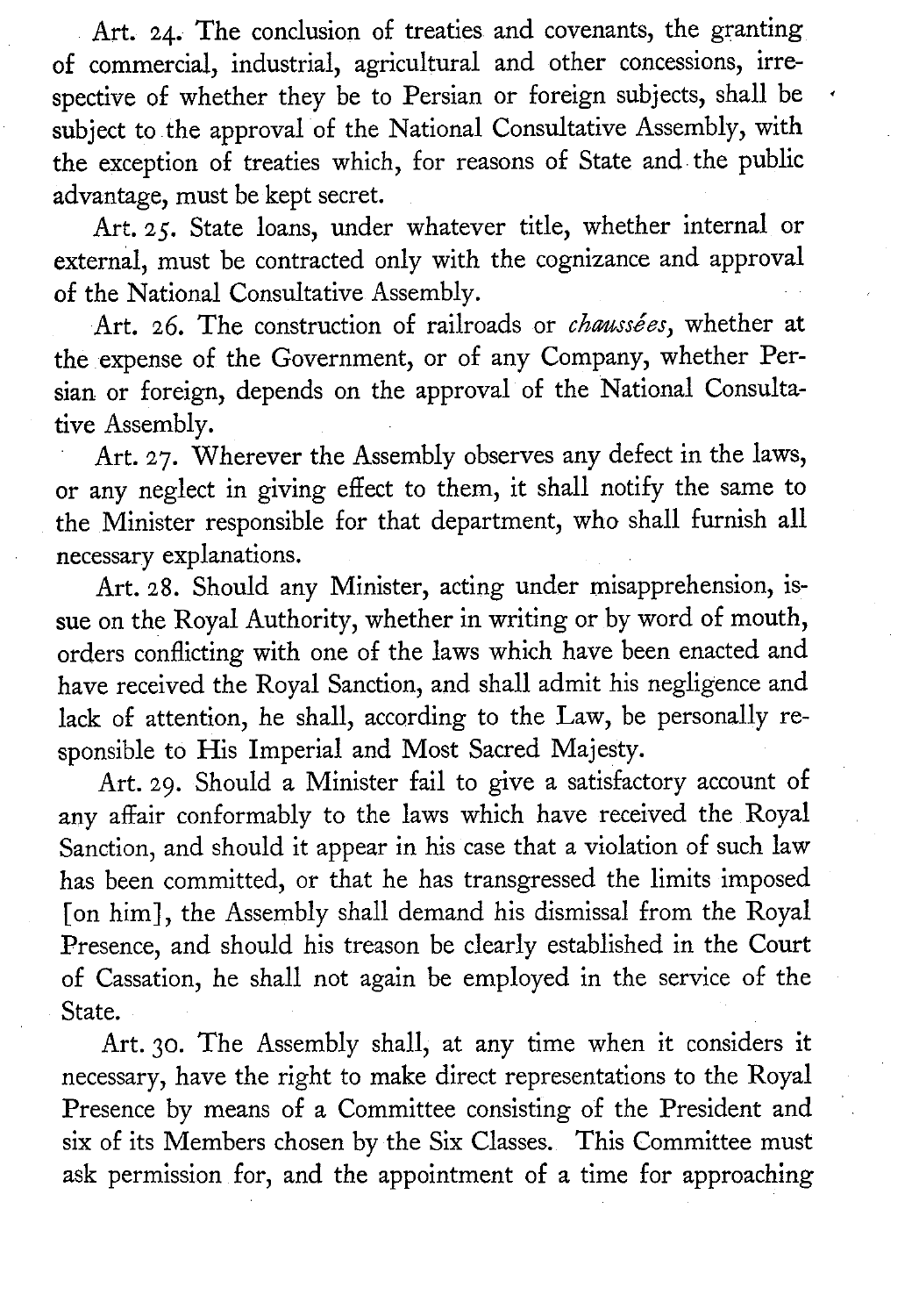Art. 24. The conclusion of treaties and covenants, the granting of commercial, industrial, agricultural and other concessions, irrespective of whether they be to Persian or foreign subjects, shall be subject to the approval of the National Consultative Assembly, with the exception of treaties which, for reasons of State and the public advantage, must be kept secret.

Art. 25. State loans, under whatever title, whether internal or external, must be contracted only with the cognizance and approval of the National Consultative Assembly.

Art. 26. The construction of railroads or *chaussées*, whether at the expense of the Government, or of any Company, whether Persian or foreign, depends on the approval of the National Consultative Assembly.

Art. 27. Wherever the Assembly observes any defect in the laws, or any neglect in giving effect to them, it shall notify the same to the Minister responsible for that department, who shall furnish all necessary explanations.

Art. 28. Should any Minister, acting under misapprehension, issue on the Royal Authority, whether in writing or by word of mouth, orders conflicting with one of the laws which have been enacted and have received the Royal Sanction, and shall admit his negligence and lack of attention, he shall, according to the Law, be personally responsible to His Imperial and Most Sacred Majesty.

Art. 29. Should a Minister fail to give a satisfactory account of any affair conformably to the laws which have received the Royal Sanction, and should it appear in his case that a violation of such law has been committed, or that he has transgressed the limits imposed [on him], the Assembly shall demand his dismissal from the Royal Presence, and should his treason be clearly established in the Court of Cassation, he shall not again be employed in the service of the State.

Art. 30. The Assembly shall, at any time when it considers it necessary, have the right to make direct representations to the Royal Presence by means of a Committee consisting of the President and six of its Members chosen by the Six Classes. This Committee must ask permission for, and the appointment of a time for approaching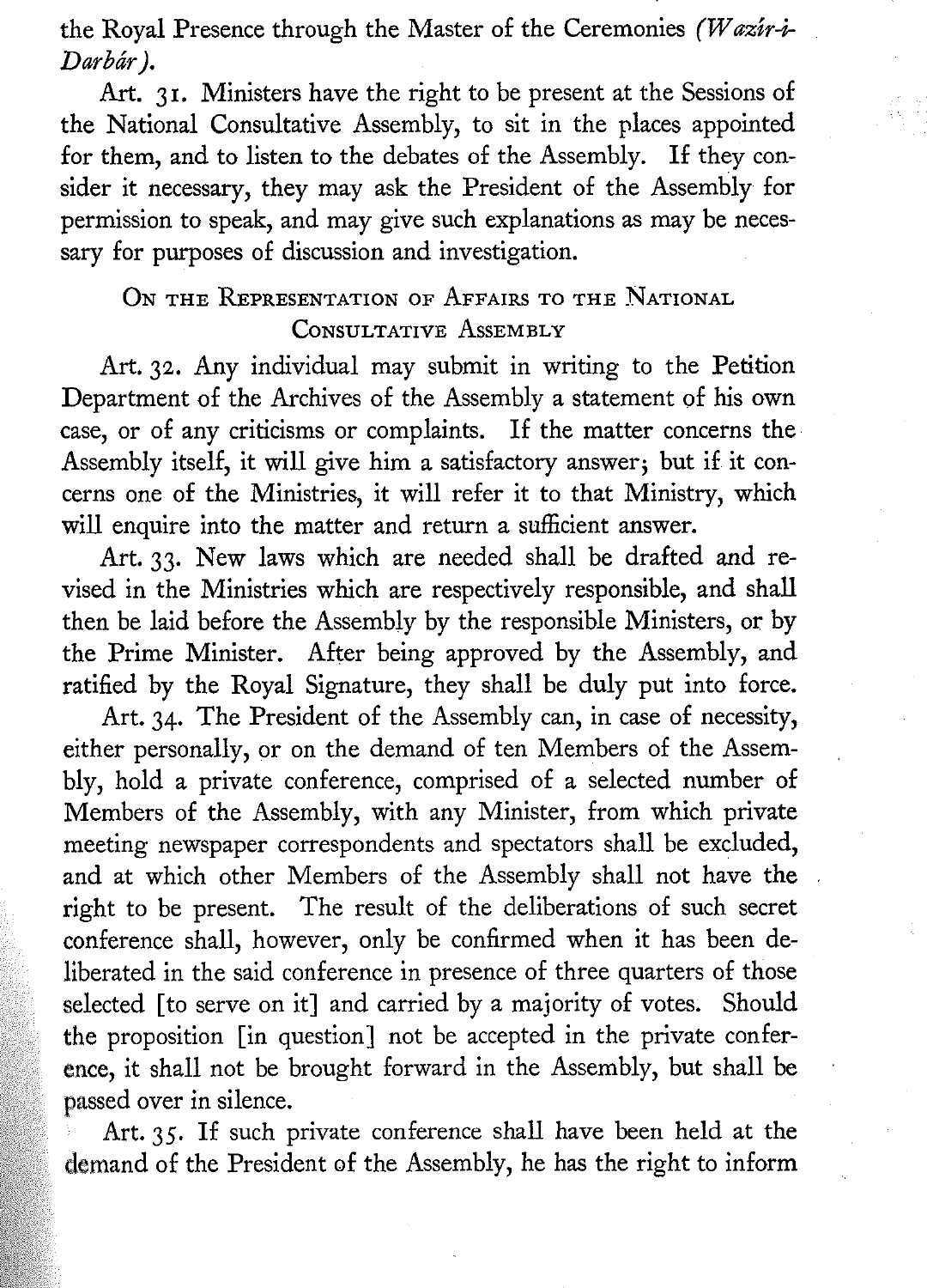the Royal Presence through the Master of the Ceremonies *(Wazír-i-Darbár)*.

Art. 31. Ministers have the right to be present at the Sessions of the National Consultative Assembly, to sit in the places appointed for them, and to listen to the debates of the Assembly. If they consider it necessary, they may ask the President of the Assembly for permission to speak, and may give such explanations as may be necessary for purposes of discussion and investigation.

### On the Representation of Affairs to the National Consultative Assembly

Art. 32. Any individual may submit in writing to the Petition Department of the Archives of the Assembly a statement of his own case, or of any criticisms or complaints. If the matter concerns the Assembly itself, it will give him a satisfactory answer; but if it concerns one of the Ministries, it will refer it to that Ministry, which will enquire into the matter and return a sufficient answer.

Art. 33. New laws which are needed shall be drafted and revised in the Ministries which are respectively responsible, and shall then be laid before the Assembly by the responsible Ministers, or by the Prime Minister. After being approved by the Assembly, and ratified by the Royal Signature, they shall be duly put into force.

Art. 34. The President of the Assembly can, in case of necessity, either personally, or on the demand of ten Members of the Assembly, hold a private conference, comprised of a selected number of Members of the Assembly, with any Minister, from which private meeting newspaper correspondents and spectators shall be excluded, and at which other Members of the Assembly shall not have the right to be present. The result of the deliberations of such secret conference shall, however, only be confirmed when it has been deliberated in the said conference in presence of three quarters of those selected [to serve on it] and carried by a majority of votes. Should the proposition [in question] not be accepted in the private conference, it shall not be brought forward in the Assembly, but shall be passed over in silence.

Art. 35. If such private conference shall have been held at the demand of the President of the Assembly, he has the right to inform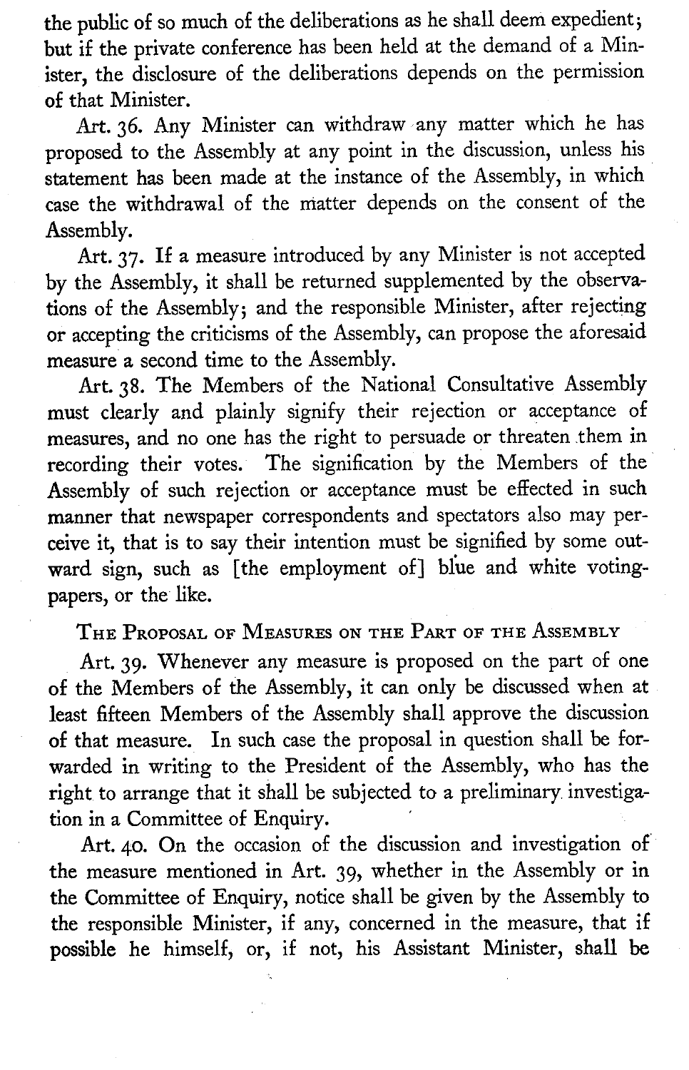the public of so much of the deliberations as he shall deem expedient; but if the private conference has been held at the demand of a Minister, the disclosure of the deliberations depends on the permission of that Minister.

Art. 36. Any Minister can withdraw any matter which he has proposed to the Assembly at any point in the discussion, unless his statement has been made at the instance of the Assembly, in which case the withdrawal of the matter depends on the consent of the Assembly.

Art. 37. If a measure introduced by any Minister is not accepted by the Assembly, it shall be returned supplemented by the observations of the Assembly; and the responsible Minister, after rejecting or accepting the criticisms of the Assembly, can propose the aforesaid measure a second time to the Assembly.

Art. 38. The Members of the National Consultative Assembly must clearly and plainly signify their rejection or acceptance of measures, and no one has the right to persuade or threaten them in recording their votes. The signification by the Members of the Assembly of such rejection or acceptance must be effected in such manner that newspaper correspondents and spectators also may perceive it, that is to say their intention must be signified by some outward sign, such as [the employment of] blue and white voting-papers, or the like.

### The Proposal of Measures on the Part of the Assembly

Art. 39. Whenever any measure is proposed on the part of one of the Members of the Assembly, it can only be discussed when at least fifteen Members of the Assembly shall approve the discussion of that measure. In such case the proposal in question shall be forwarded in writing to the President of the Assembly, who has the right to arrange that it shall be subjected to a preliminary investigation in a Committee of Enquiry.

Art. 40. On the occasion of the discussion and investigation of the measure mentioned in Art. 39, whether in the Assembly or in the Committee of Enquiry, notice shall be given by the Assembly to the responsible Minister, if any, concerned in the measure, that if possible he himself, or, if not, his Assistant Minister, shall be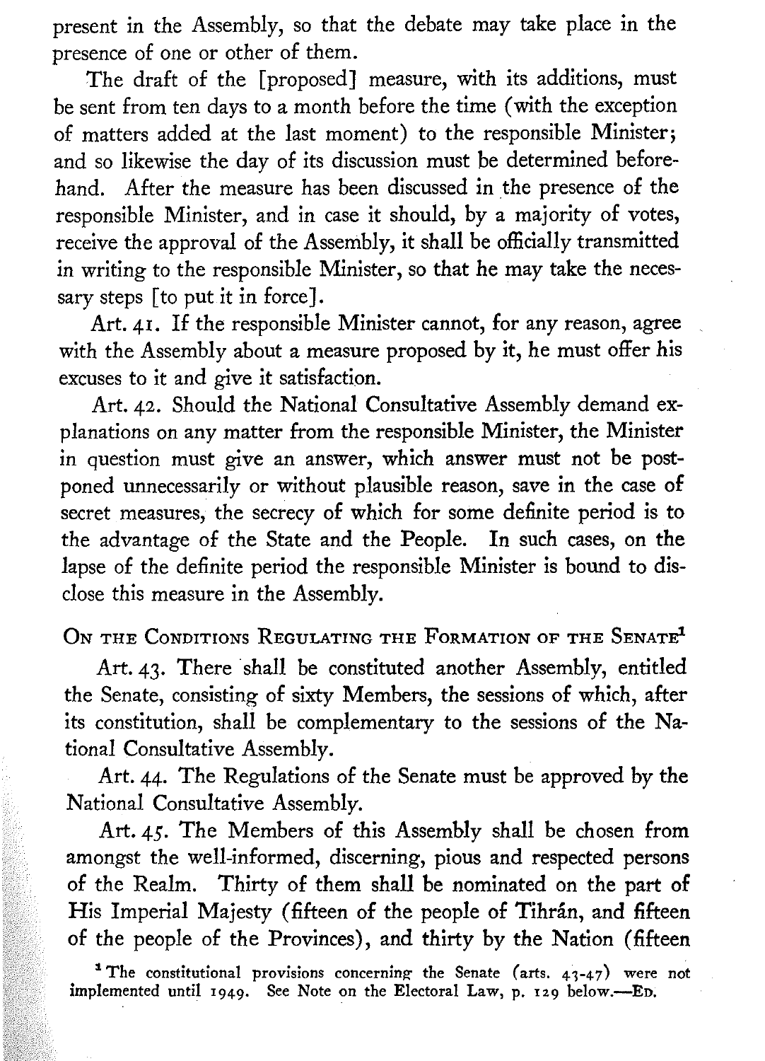present in the Assembly, so that the debate may take place in the presence of one or other of them.

The draft of the [proposed] measure, with its additions, must be sent from ten days to a month before the time (with the exception of matters added at the last moment) to the responsible Minister; and so likewise the day of its discussion must be determined beforehand. After the measure has been discussed in the presence of the responsible Minister, and in case it should, by a majority of votes, receive the approval of the Assembly, it shall be officially transmitted in writing to the responsible Minister, so that he may take the necessary steps [to put it in force].

Art. 41. If the responsible Minister cannot, for any reason, agree with the Assembly about a measure proposed by it, he must offer his excuses to it and give it satisfaction.

Art. 42. Should the National Consultative Assembly demand explanations on any matter from the responsible Minister, the Minister in question must give an answer, which answer must not be postponed unnecessarily or without plausible reason, save in the case of secret measures, the secrecy of which for some definite period is to the advantage of the State and the People. In such cases, on the lapse of the definite period the responsible Minister is bound to disclose this measure in the Assembly.

## On the Conditions Regulating the Formation of the Senate[1]

Art. 43. There shall be constituted another Assembly, entitled the Senate, consisting of sixty Members, the sessions of which, after its constitution, shall be complementary to the sessions of the National Consultative Assembly.

Art. 44. The Regulations of the Senate must be approved by the National Consultative Assembly.

Art. 45. The Members of this Assembly shall be chosen from amongst the well-informed, discerning, pious and respected persons of the Realm. Thirty of them shall be nominated on the part of His Imperial Majesty (fifteen of the people of Tihrân, and fifteen of the people of the Provinces), and thirty by the Nation (fifteen

[1] The constitutional provisions concerning the Senate (arts. 43-47) were not implemented until 1949. See Note on the Electoral Law, p. 129 below.—Ed.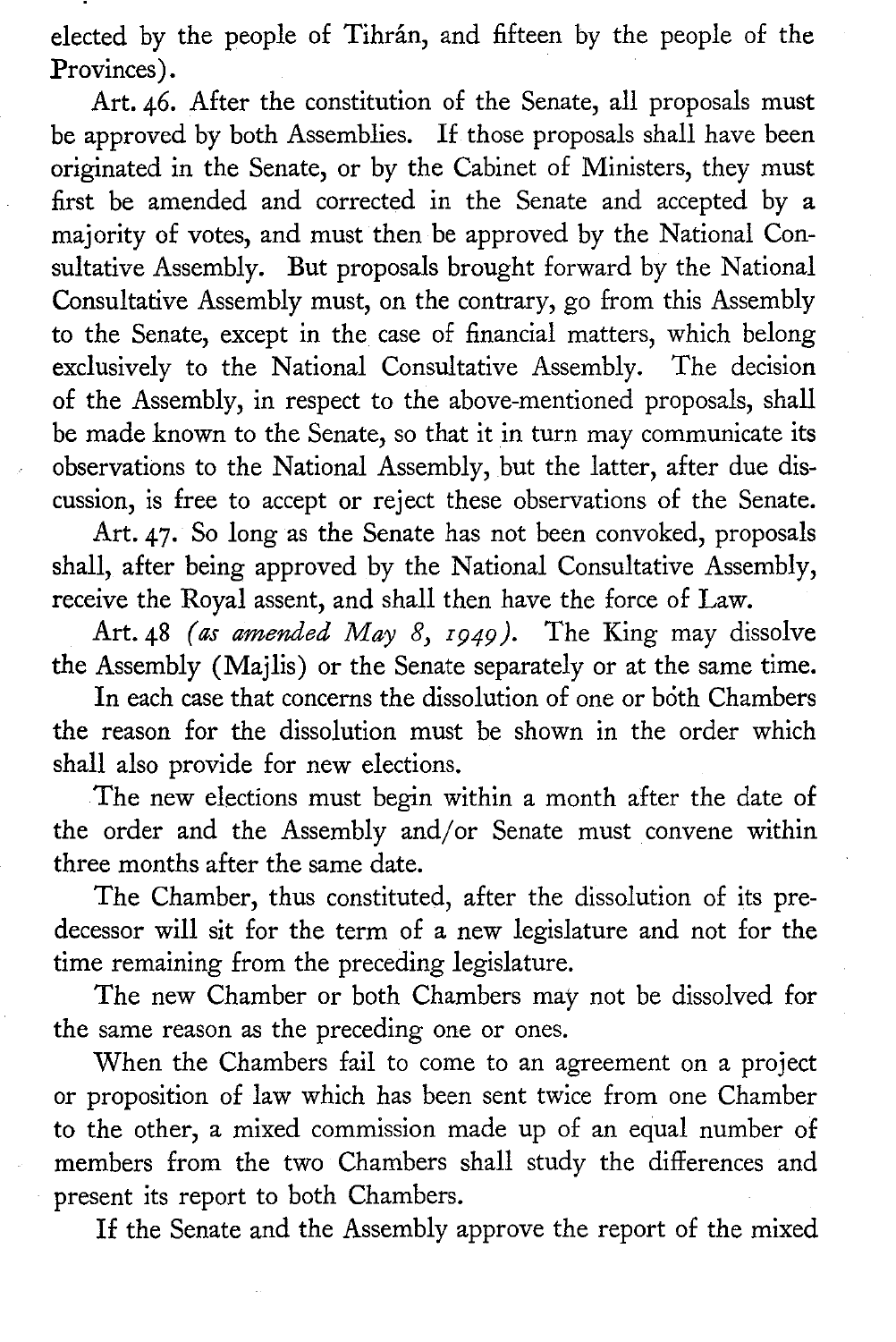elected by the people of Tihrân, and fifteen by the people of the Provinces).

Art. 46. After the constitution of the Senate, all proposals must be approved by both Assemblies. If those proposals shall have been originated in the Senate, or by the Cabinet of Ministers, they must first be amended and corrected in the Senate and accepted by a majority of votes, and must then be approved by the National Consultative Assembly. But proposals brought forward by the National Consultative Assembly must, on the contrary, go from this Assembly to the Senate, except in the case of financial matters, which belong exclusively to the National Consultative Assembly. The decision of the Assembly, in respect to the above-mentioned proposals, shall be made known to the Senate, so that it in turn may communicate its observations to the National Assembly, but the latter, after due discussion, is free to accept or reject these observations of the Senate.

Art. 47. So long as the Senate has not been convoked, proposals shall, after being approved by the National Consultative Assembly, receive the Royal assent, and shall then have the force of Law.

Art. 48 *(as amended May 8, 1949)*. The King may dissolve the Assembly (Majlis) or the Senate separately or at the same time.

In each case that concerns the dissolution of one or both Chambers the reason for the dissolution must be shown in the order which shall also provide for new elections.

The new elections must begin within a month after the date of the order and the Assembly and/or Senate must convene within three months after the same date.

The Chamber, thus constituted, after the dissolution of its predecessor will sit for the term of a new legislature and not for the time remaining from the preceding legislature.

The new Chamber or both Chambers may not be dissolved for the same reason as the preceding one or ones.

When the Chambers fail to come to an agreement on a project or proposition of law which has been sent twice from one Chamber to the other, a mixed commission made up of an equal number of members from the two Chambers shall study the differences and present its report to both Chambers.

If the Senate and the Assembly approve the report of the mixed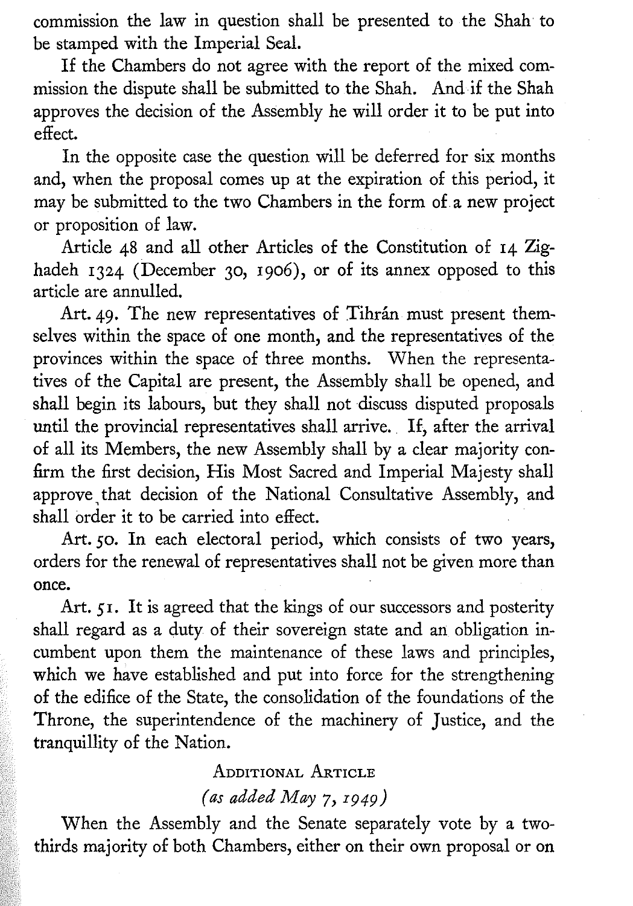commission the law in question shall be presented to the Shah to be stamped with the Imperial Seal.

If the Chambers do not agree with the report of the mixed commission the dispute shall be submitted to the Shah. And if the Shah approves the decision of the Assembly he will order it to be put into effect.

In the opposite case the question will be deferred for six months and, when the proposal comes up at the expiration of this period, it may be submitted to the two Chambers in the form of a new project or proposition of law.

Article 48 and all other Articles of the Constitution of 14 Zighadeh 1324 (December 30, 1906), or of its annex opposed to this article are annulled.

Art. 49. The new representatives of Tihrán must present themselves within the space of one month, and the representatives of the provinces within the space of three months. When the representatives of the Capital are present, the Assembly shall be opened, and shall begin its labours, but they shall not discuss disputed proposals until the provincial representatives shall arrive. If, after the arrival of all its Members, the new Assembly shall by a clear majority confirm the first decision, His Most Sacred and Imperial Majesty shall approve that decision of the National Consultative Assembly, and shall order it to be carried into effect.

Art. 50. In each electoral period, which consists of two years, orders for the renewal of representatives shall not be given more than once.

Art. 51. It is agreed that the kings of our successors and posterity shall regard as a duty of their sovereign state and an obligation incumbent upon them the maintenance of these laws and principles, which we have established and put into force for the strengthening of the edifice of the State, the consolidation of the foundations of the Throne, the superintendence of the machinery of Justice, and the tranquillity of the Nation.

## Additional Article

*(as added May 7, 1949)*

When the Assembly and the Senate separately vote by a two-thirds majority of both Chambers, either on their own proposal or on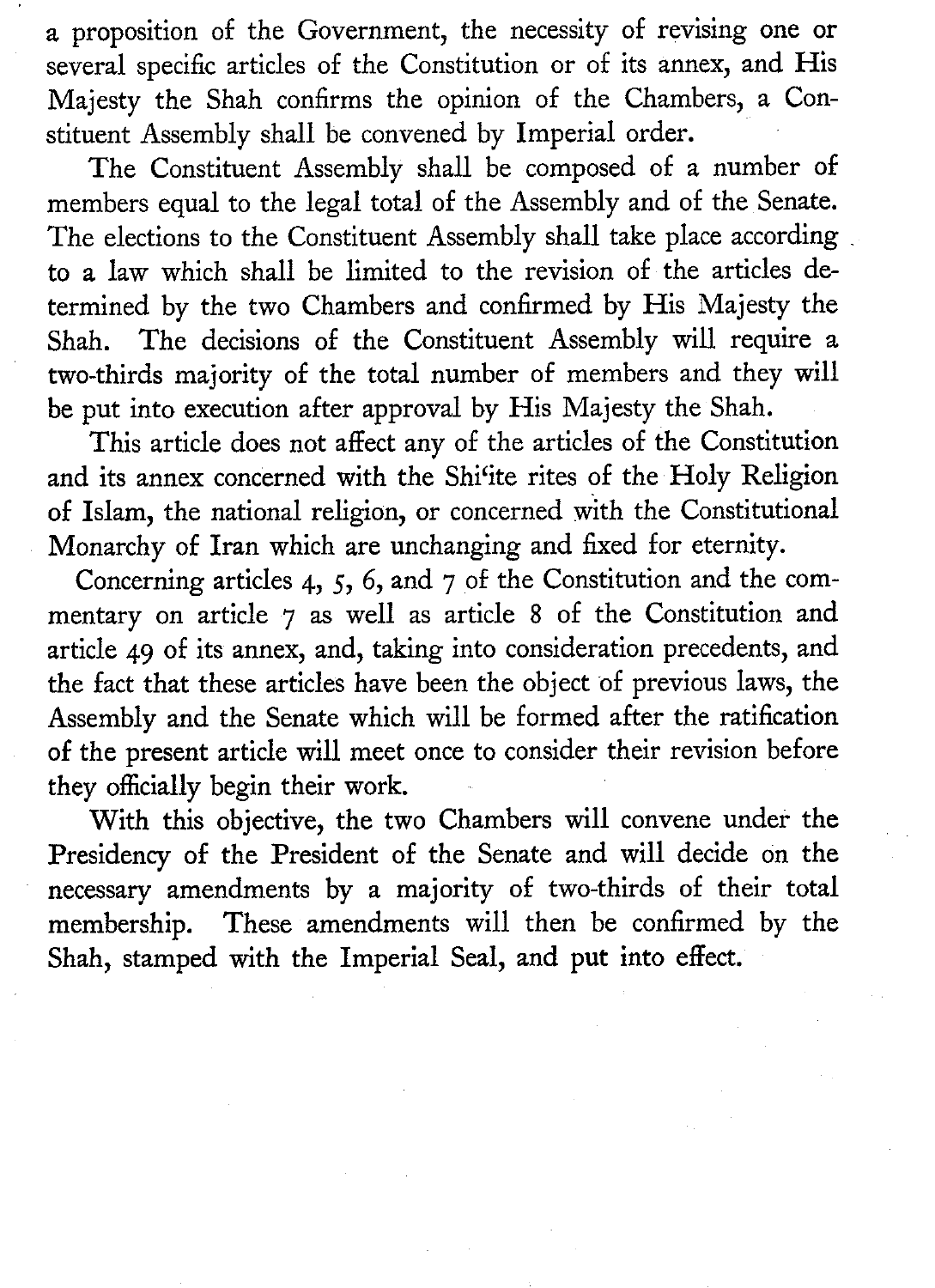a proposition of the Government, the necessity of revising one or several specific articles of the Constitution or of its annex, and His Majesty the Shah confirms the opinion of the Chambers, a Constituent Assembly shall be convened by Imperial order.

The Constituent Assembly shall be composed of a number of members equal to the legal total of the Assembly and of the Senate. The elections to the Constituent Assembly shall take place according to a law which shall be limited to the revision of the articles determined by the two Chambers and confirmed by His Majesty the Shah. The decisions of the Constituent Assembly will require a two-thirds majority of the total number of members and they will be put into execution after approval by His Majesty the Shah.

This article does not affect any of the articles of the Constitution and its annex concerned with the Shiʿite rites of the Holy Religion of Islam, the national religion, or concerned with the Constitutional Monarchy of Iran which are unchanging and fixed for eternity.

Concerning articles 4, 5, 6, and 7 of the Constitution and the commentary on article 7 as well as article 8 of the Constitution and article 49 of its annex, and, taking into consideration precedents, and the fact that these articles have been the object of previous laws, the Assembly and the Senate which will be formed after the ratification of the present article will meet once to consider their revision before they officially begin their work.

With this objective, the two Chambers will convene under the Presidency of the President of the Senate and will decide on the necessary amendments by a majority of two-thirds of their total membership. These amendments will then be confirmed by the Shah, stamped with the Imperial Seal, and put into effect.